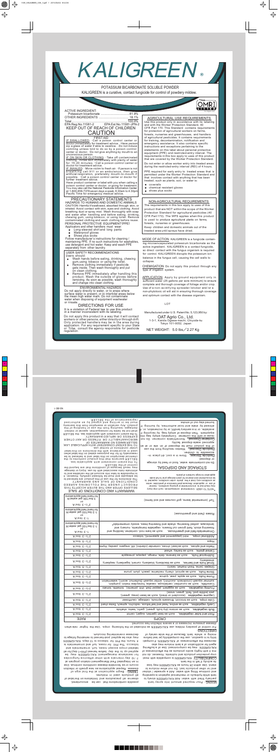# KALIGREEN®

## POTASSIUM BICARBONATE SOLUBLE POWDER

KALIGREEN is a curative, contact fungicide for control of powdery mildew.

OMRI LISTED

**ACTIVE INGREDIENT:**
Potassium bicarbonate ........................................81.9%
**OTHER INGREDIENTS** ........................................18.1%
Total.......................................................................100.0%

EPA Reg.No.11581-2 EPA Est.No.11581-JPN-2

## KEEP OUT OF REACH OF CHILDREN
## CAUTION

### FIRST AID

IF SWALLOWED: Call a poison control center or doctor immediately for treatment advice. Have person sip a glass of water if able to swallow. Do not induce vomiting unless told to do so by a poison control center or doctor. Do not give anything by mouth to an unconscious person.

IF ON SKIN OR CLOTHING: Take off contaminated clothing. Rinse skin immediately with plenty of water for 15-20 minutes. Call a poison control center or doctor for treatment advice.

IF INHALED: Move victim to fresh air. If person is not breathing call 911 or an ambulance, then give artificial respiration, preferably mouth-to-mouth if possible. Call a poison control center or doctor for further treatment advice.

Have product container or label with you when calling a poison control center or doctor, or going for treatment. You may also call the National Pesticides Information Center at 1-800-858-7378 seven days a week, 6:30am to 4:30pm Pacific Time for emergency medical advice.

### PRECAUTIONARY STATEMENTS

**HAZARDS TO HUMANS AND DOMESTIC ANIMALS**

CAUTION: Harmful if swallowed, absorbed through skin, or inhaled. Avoid contact with skin, eyes and clothing. Avoid breathing dust or spray mist. Wash thoroughly with soap and water after handling and before eating, drinking, chewing gum, using tobacco, or using toilet. Remove contaminated clothing and wash clothing before reuse.

**PERSONAL PROTECTIVE EQUIPMENT(PPE)**

Applicators and other handlers must wear:

- Long-sleeved shirt and long pants
- Waterproof gloves
- Shoes plus socks

Follow manufacturer's instructions for cleaning / maintaining PPE. If no such instructions for washables, use detergent and hot water. Keep and wash PPE separately from other laundry.

**USER SAFETY RECOMMENDATIONS**

Users should:

- Wash hands before eating, drinking, chewing gum, using tobacco or using the toilet.
- Remove clothing immediately if pesticide gets inside. Then wash thoroughly and put on clean clothing.
- Remove PPE immediately after handling this product. Wash the outside of gloves before removing. As soon as possible, wash thoroughly and change into clean clothing.

**ENVIRONMENTAL HAZARDS**

Do not apply directly to water, or to areas where surface water is present, or to intertidal areas below the mean high water mark. Do not contaminate water when disposing of equipment washwater or rinsate.

### DIRECTIONS FOR USE

It is a violation of Federal law to use this product in a manner inconsistent with its labeling.

Do not apply this product in a way that it will contact workers or other persons, either directly or through drift. Only protected handlers may be in the area during application. For any requirement specific to your State or Tribe, consult the agency responsible for pesticide regulation.

### AGRICULTURAL USE REQUIREMENTS

Use this product only in accordance with its labeling and with the Worker Protection Standard, 40 CFR Part 170. This Standard contains requirements for protection of agricultural workers on farms, forests, nurseries and greenhouses, and handlers of agricultural pesticides. It contains requirements for training, decontamination, notification and emergency assistance. It also contains specific instructions and exceptions pertaining to the statements on this label about personal protective equipment (PPE) and restricted-entry interval. The requirements in this box apply to uses of this product that are covered by the Worker Protection Standard.

Do not enter or allow worker entry into treated areas during the restricted-entry interval (REI) of 4 hours.

PPE required for early entry to treated areas that is permitted under the Worker Protection Standard and that involves contact with anything that has been treated, such as plants, soil, or water is:

- coveralls
- chemical resistant gloves
- shoes plus socks

### NON-AGRICULTURAL REQUIREMENTS

The requirements in this box apply to uses of this product that are NOT within the scope of the Worker Protection Standard for agricultural pesticides (40 CFR Part 170). The WPS applies when this product is used to produce agricultural plants on farms, forests, nurseries or greenhouses.

Keep children and domestic animals out of the treated area until sprays have dried.

MODE OF ACTION: KALIGREEN is a fungicide containing microencapsulated potassium bicarbonate as the active ingredient. KALIGREEN is a contact fungicide, so direct contact with the fungus organism is required for control. KALIGREEN disrupts the potassium ion balance in the fungus cell, causing the cell walls to collapse.

CHEMIGATION: Do not apply this product through any type of irrigation system.

APPLICATION: Apply by ground equipment only in sufficient water (25 gallons per acre minimum) to ensure complete and thorough coverage of foliage and/or crop. Use of a non-acidifying spreader/sticker and/or a non-phytotoxic oil will aid in ensuring thorough coverage and optimum contact with the disease organism.

LOT

Manufactured under U.S. Patent No. 5,123,950 by:
**OAT Agro Co., Ltd.**
1-3-1, Kanda Ogawa-machi, Chiyoda-ku
Tokyo 101-0052, Japan

NET WEIGHT: 5.0 lbs / 2.27 Kg

MIXING: Pour required amount into spray tank partially filled with water. Add KALIGREEN slowly to tank while hydraulic or mechanical agitation is operating and complete filling. Add spreader/sticker and/or other products last. Do not allow spray mixture to stand. Use within 24 hours as KALIGREEN may lose its activity if left in the tank.

COMPATIBILITY: KALIGREEN is compatible with most crop protection products and nutrients. However, do not mix it with highly acidic products as the effectiveness of KALIGREEN may be compromised. Use of a buffering agent for acidification of a tank mixture may also decrease the effectiveness of KALIGREEN. If compatibility is in question, use the compatibility jar test before mixing a whole tank. Because of the wide variety of possible combinations that can be encountered, observe all precautions and limitations on the label of all products used in mixtures.

TIMING: Begin application at the first sign of disease. Repeat applications as new growth or infection occurs or as favorable disease conditions continue. Use in an integrated Pest Management rotation program at 7-10 day intervals with other effective fungicides and for resistance management. KALIGREEN may be applied up to the day of harvest (PHI=0 day) for all labeled crops except roses, turf, ornamentals and tobacco. The PHI for roses, turf and ornamentals is 4 hours; the PHI for tobacco is 10 days. KALIGREEN may also be applied post-harvest in remaining foliage to decrease overwintering inoculum.

### DIRECTIONS

For control of powdery mildew, use KALIGREEN as indicated on the following crops. Use the higher rate when disease pressure increases or a severe infection has occurred.

| CROPS | RATE |
| --- | --- |
| Root and tuber vegetables, such as beet (garden, sugar), carrot | 2 1/2-3 lbs/A |
| Bulb vegetables, such as onion (green and dry), garlic, leeks, shallots | 2 1/2-3 lbs/A |
| Leafy vegetables, such as endive, head and leaf lettuce, radicchio, spinach, Swiss chard | 2 1/2-3 lbs/A |
| Cole crops, such as broccoli, Brussels sprouts, cabbage, cauliflower | 2 1/2-3 lbs/A |
| Legume vegetables (succulent or dried), such as bean (snap, green), pea (edible-pod, green, snow) | 2 1/2-3 lbs/A |
| Fruiting vegetables, such as eggplant, okra, chili, pepper (bell, pimento), tomatillo, tomato | 2 1/2-3 lbs/A |
| Cucurbits, such as cucumber, cantaloupe, casaba, honeydew melon, pumpkin, summer squash (crookneck, zucchini), winter squash (butternut, acorn), watermelon | 2 1/2-3 lbs/A |
| Pome fruits, such as apple, pear, quince | 2 1/2-3 lbs/A |
| Stone fruits, such as apricot, cherry, nectarine, peach, plum, prune | 2 1/2-3 lbs/A |
| Grapes (wine, fresh market, raisins) | 2 1/2-3 lbs/A |
| Small fruits and berries, such as blackberry, blueberry, currant, loganberry, raspberry, strawberry | 2 1/2-3 lbs/A |
| Subtropical fruits, such as banana, date, mango, papaya, pineapple | 2 1/2-3 lbs/A |
| Cereal grains, such as barley, wheat | 2 1/2-3 lbs/A |
| Herbs and spices, such as basil, chives, coriander (cilantro), dill, oregano, parsley, thyme | 2 1/2-3 lbs/A |
| Hops | 2 1/2-3 lbs/A |
| Additional crops, mint (peppermint and spearmint), tobacco | 2 1/2-3 lbs/A |
| Ornamentals (field and greenhouse), such as bare root, container, bedding and flowering stock, field grown cut flowers, vegetable transplants, nursery and landscape, potted flowering, shade and flowering trees, woody ornamentals* | 1-3 lbs/A or 1-3 lbs/100 gal water/A for hand held applications |
| Roses (field and greenhouse) | 1-3 lbs/A or 1-3 lbs/100 gal water/A for hand held applications |
| Turf (ornamental lawns, golf courses and sod farms) | 3 lbs/A or 3 lbs/100 gal water/A for hand held applications |

*NOTE TO USER: Unintended consequences, such as crop injury may result due to environmental or growing conditions, manner of use or application. Because these conditions are beyond our control, it is recommended that the user test on a small scale prior to application to larger numbers of plants.

### STORAGE AND DISPOSAL

Do not contaminate water, food or feed by storage or disposal.

Pesticide Storage: Store in a cool, dry place inaccessible to children.

Pesticide Disposal: Wastes resulting from the use of this product must be disposed of on site or at an approved waste disposal facility.

Container Disposal: Nonrefillable container. Do not reuse this container. Completely empty bag into application equipment. Then dispose of empty bag in a sanitary landfill or by incineration, or, if allowed by state and local authorities, by burning. If burned, stay out of smoke.

### WARRANTY AND CONDITIONS OF SALE

SELLER'S OFFER AND THE BUYER'S ACCEPTANCE OF THIS PRODUCT UNDER THE FOLLOWING AGREED CONDITIONS OF SALE AND WARRANTY

The directions for the use of this product are believed to be adequate and should be followed carefully. However, it is impossible to eliminate all risks associated with the use of this product. Crop injury, ineffectiveness or other unintended consequences may result because of such factors as weather conditions, presence of other materials, or the manner of use or application, all of which are beyond the control of the SELLER.

To the extent consistent with applicable law, the SELLER warrants that this product conforms to the chemical description on the label and is reasonably fit for the purposes stated on the label when used in accordance with the directions on the label under normal use conditions. TO THE EXTENT CONSISTENT WITH APPLICABLE LAW, SELLER MAKES NO WARRANTIES OF MERCHANTABILITY OR FITNESS OR ANY OTHER EXPRESS OR IMPLIED WARRANTY. To the extent consistent with applicable law, SELLER shall not be liable for consequential, special or indirect damages resulting from the use or handling of this product. Any variation or exception from the warranties and conditions of sale herein must be in writing and signed by an authorized representative of the SELLER.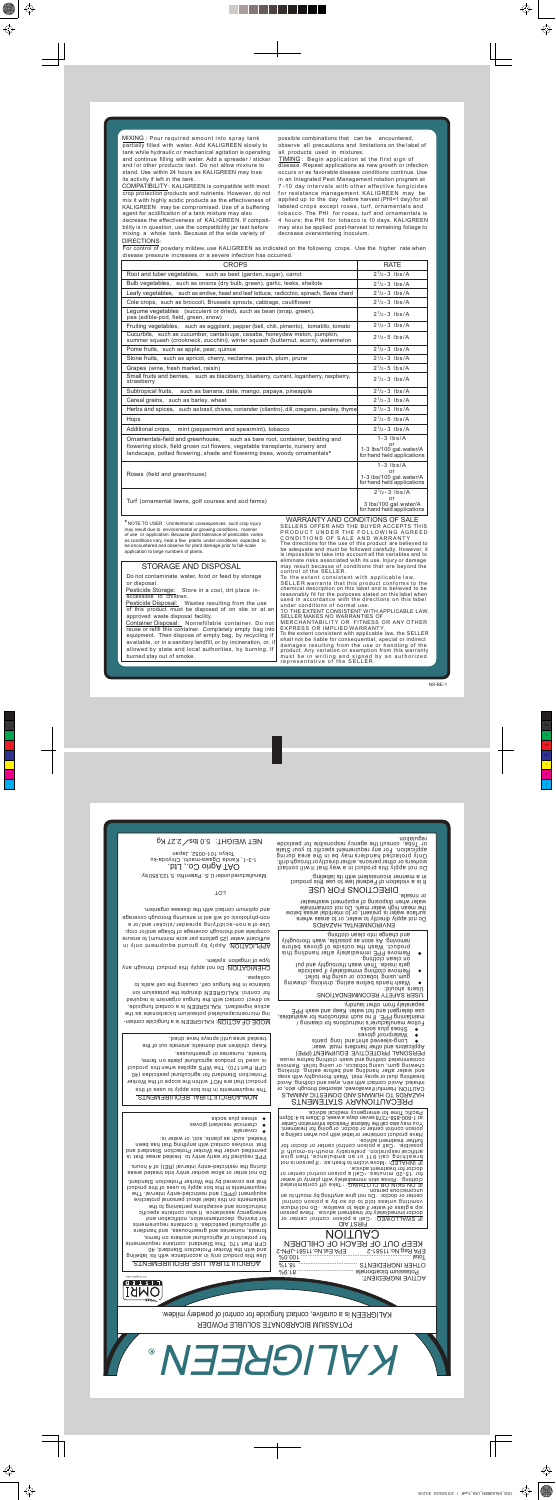MIXING: Pour required amount into spray tank partially filled with water. Add KALIGREEN slowly to tank while hydraulic or mechanical agitation is operating and continue filling with water. Add a spreader / sticker and/or other products last. Do not allow mixture to stand. Use within 24 hours as KALIGREEN may lose its activity if left in the tank.

COMPATIBILITY: KALIGREEN is compatible with most crop protection products and nutrients. However, do not mix it with highly acidic products as the effectiveness of KALIGREEN may be compromised. Use of a buffering agent for acidification of a tank mixture may also decrease the effectiveness of KALIGREEN. If compatibility is in question, use the compatibility jar test before mixing a whole tank. Because of the wide variety of possible combinations that can be encountered, observe all precautions and limitations on the label of all products used in mixtures.

TIMING: Begin application at the first sign of disease. Repeat applications as new growth or infection occurs or as favorable disease conditions continue. Use in an Integrated Pest Management rotation program at 7-10 day intervals with other effective fungicides for resistance management. KALIGREEN may be applied up to the day before harvest (PHI=1 day) for all labeled crops except roses, turf, ornamentals and tobacco. The PHI for roses, turf and ornamentals is 4 hours; the PHI for tobacco is 10 days. KALIGREEN may also be applied post-harvest to remaining foliage to decrease overwintering inoculum.

DIRECTIONS:

For control of powdery mildew, use KALIGREEN as indicated on the following crops. Use the higher rate when disease pressure increases or a severe infection has occurred.

| CROPS | RATE |
|---|---|
| Root and tuber vegetables, such as beet (garden, sugar), carrot | 2½–3 lb/A |
| Bulb vegetables, such as onions (dry bulb, green), garlic, leeks, shallots | 2½–3 lb/A |
| Leafy vegetables, such as endive, head and leaf lettuce, radicchio, spinach, Swiss chard | 2½–3 lb/A |
| Cole crops, such as broccoli, Brussels sprouts, cabbage, cauliflower | 2½–3 lb/A |
| Legume vegetables (succulent or dried), such as bean (snap, green), pea (edible-pod, field, green, snow) | 2½–3 lb/A |
| Fruiting vegetables, such as eggplant, pepper (bell, chili, pimento), tomatillo, tomato | 2½–3 lb/A |
| Cucurbits, such as cucumber, cantaloupe, casaba, honeydew melon, pumpkin, summer squash (crookneck, zucchini), winter squash (butternut, acorn), watermelon | 2½–5 lb/A |
| Pome fruits, such as apple, pear, quince | 2½–3 lb/A |
| Stone fruits, such as apricot, cherry, nectarine, peach, plum, prune | 2½–3 lb/A |
| Grapes (wine, fresh market, raisin) | 2½–5 lb/A |
| Small fruits and berries, such as blackberry, blueberry, currant, loganberry, raspberry, strawberry | 2½–3 lb/A |
| Subtropical fruits, such as banana, date, mango, papaya, pineapple | 2½–3 lb/A |
| Cereal grains, such as barley, wheat | 2½–3 lb/A |
| Herbs and spices, such as basil, chives, coriander (cilantro), dill, oregano, parsley, thyme | 2½–3 lb/A |
| Hops | 2½–5 lb/A |
| Additional crops, mint (peppermint and spearmint), tobacco | 2½–3 lb/A |
| Ornamentals-field and greenhouse, such as bare root, container, bedding and flowering stock, field grown cut flowers, vegetable transplants, nursery and landscape, potted flowering, shade and flowering trees, woody ornamentals* | 1-3 lbs/A or 1-3 lbs/100 gal. water/A for hand held applications |
| Roses (field and greenhouse) | 1-3 lbs/A or 1-3 lbs/100 gal. water/A for hand held applications |
| Turf (ornamental lawns, golf courses and sod farms) | 2½–3 lb/A or 3 lbs/100 gal. water/A for hand held applications |

* NOTE TO USER: Unintentional consequences such crop injury may result due to environmental or growing conditions, manner of use or application. Because plant tolerance of pesticides varies as conditions vary, treat a few plants under conditions expected to be encountered and observe for plant damage prior to full-scale application to large numbers of plants.

## STORAGE AND DISPOSAL

Do not contaminate water, food or feed by storage or disposal.

Pesticide Storage: Store in a cool, dry place inaccessible to children.

Pesticide Disposal: Wastes resulting from the use of this product must be disposed of on site or at an approved waste disposal facility.

Container Disposal: Nonrefillable container. Do not reuse or refill this container. Completely empty bag into equipment. Then dispose of empty bag, by recycling if available, or in a sanitary landfill or by incineration, or, if allowed by state and local authorities, by burning. If burned stay out of smoke.

## WARRANTY AND CONDITIONS OF SALE

SELLERS OFFER AND THE BUYER ACCEPTS THIS PRODUCT UNDER THE FOLLOWING AGREED CONDITIONS OF SALE AND WARRANTY.

The directions for the use of this product are believed to be adequate and must be followed carefully. However, it is impossible to take into account all the variables and to eliminate risks associated with its use. Injury or damage may result because of conditions that are beyond the control of the SELLER.

To the extent consistent with applicable law, SELLER warrants that this product conforms to the chemical description on the label and is believed to be reasonably fit for the purposes stated on this label when used in accordance with the directions on this label under conditions of normal use.

TO THE EXTENT CONSISTENT WITH APPLICABLE LAW, SELLER MAKES NO WARRANTIES OF MERCHANTABILITY OR FITNESS OR ANY OTHER EXPRESS OR IMPLIED WARRANTY.

To the extent consistent with applicable law, the SELLER shall not be liable for consequential, special or indirect damages resulting from the use or handling of the product. Any variation or exemption from this warranty must be in writing and signed by an authorized representative of the SELLER.

NG-BE-1

# KALIGREEN®

KALIGREEN is a curative, contact fungicide for control of powdery mildew.

POTASSIUM BICARBONATE SOLUBLE POWDER

OMRI Listed

ACTIVE INGREDIENT:
Potassium bicarbonate .......... 81.9%
OTHER INGREDIENTS .......... 18.1%
Total .......... 100.0%

EPA Reg.No.11581-2
EPA Est.No.11581-JPN-2

## KEEP OUT OF REACH OF CHILDREN
## CAUTION

### FIRST AID

IF SWALLOWED: Call a poison control center or doctor immediately for treatment advice. Have person sip a glass of water if able to swallow. Do not induce vomiting unless told to do so by a poison control center or doctor. Do not give anything by mouth to an unconscious person.

IF IN EYES: Hold eye open and rinse slowly and gently with water for 15-20 minutes. Remove contact lenses, if present, after the first 5 minutes, then continue rinsing eye. Call a poison control center or doctor for treatment advice.

IF INHALED: Move person to fresh air. If person is not breathing, call 911 or an ambulance, then give artificial respiration, preferably mouth-to-mouth if possible. Call a poison control center or doctor for further treatment advice.

Have the product container or label with you when calling a poison control center or doctor, or going for treatment. You may also call the National Pesticide Information Center 1-800-858-7378 seven days a week, 6:30am to 4:30pm Pacific Time for emergency medical advice.

### PRECAUTIONARY STATEMENTS
### HAZARDS TO HUMANS AND DOMESTIC ANIMALS

CAUTION: Harmful if swallowed, absorbed through skin, or inhaled. Avoid contact with skin, eyes or clothing. Avoid breathing dust or spray mist. Wash thoroughly with soap and water after handling and before eating, drinking, chewing gum, using tobacco or using the toilet. Remove contaminated clothing and wash before reuse.

### PERSONAL PROTECTIVE EQUIPMENT (PPE)

Applicators and other handlers must wear:
- Long-sleeved shirt and long pants
- Waterproof gloves
- Shoes plus socks

Follow manufacturer's instructions for cleaning / maintaining PPE. If no such instructions for washables, use detergent and hot water. Keep and wash PPE separately from other laundry.

### USER SAFETY RECOMMENDATIONS

Users should:
- Wash hands before eating, drinking, chewing gum, using tobacco or using the toilet.
- Remove clothing immediately if pesticide gets inside. Then wash thoroughly and put on clean clothing.
- Remove PPE immediately after handling this product. Wash the outside of gloves before removing. As soon as possible, wash thoroughly and change into clean clothing.

### ENVIRONMENTAL HAZARDS

Do not apply directly to water, or to areas where surface water is present or to intertidal areas below the mean high water mark. Do not contaminate water when disposing of equipment washwater or rinsate.

## DIRECTIONS FOR USE

It is a violation of Federal law to use this product in a manner inconsistent with its labeling.

Do not apply this product in a way that will contact workers or other persons, either directly or through drift. Only protected handlers may be in the area during application. For any requirements specific to your State or Tribe, consult the agency responsible for pesticide regulation.

### AGRICULTURAL USE REQUIREMENTS

Use this product only in accordance with its labeling and with the Worker Protection Standard, 40 CFR part 170. This Standard contains requirements for the protection of agricultural workers on farms, forests, nurseries, and greenhouses, and handlers of agricultural pesticides. It contains requirements for training, decontamination, notification and emergency assistance. It also contains specific instructions and exceptions pertaining to the statements on this label about personal protective equipment (PPE) and restricted-entry interval. The requirements in this box only apply to uses of this product that are covered by the Worker Protection Standard.

Do not enter or allow worker entry into treated areas during the restricted-entry interval (REI) of 4 hours.

PPE required for early entry to treated areas that is permitted under the Worker Protection Standard and that involves contact with anything that has been treated, such as plants, soil, or water is:
- coveralls
- chemical resistant gloves
- shoes plus socks

### NON-AGRICULTURAL REQUIREMENTS

The requirements in this box apply to uses of this product that are NOT within the scope of the Worker Protection Standard for agricultural pesticides (40 CFR Part 170). The WPS applies when this product is used to produce agricultural plants on farms, forests, nurseries or greenhouses.

Keep children and domestic animals out of the treated area until sprays have dried.

MODE OF ACTION: KALIGREEN is a fungicide containing microencapsulated potassium bicarbonate as the active ingredient. KALIGREEN is a contact fungicide, so direct contact with the fungus organism is required for control. KALIGREEN disrupts the potassium ion balance in the fungus cell, causing the cell walls to collapse.

CHEMIGATION: Do not apply this product through any type of irrigation system.

APPLICATION: Apply by ground equipment only in sufficient water (25 gallons per acre minimum) to ensure complete and thorough coverage of foliage and plant surface. Use of a non-acidifying spreader/sticker and/or a non-phytotoxic oil will aid in assuring thorough coverage and optimum contact with the disease organism.

LOT

Manufactured under U.S. Patent No.5,123,990

OAT Agrio Co., Ltd
1-3-1, Kanda Ogawa-machi, Chiyoda-ku
Tokyo 101-0052, Japan

NET WEIGHT: 5.0 lbs / 2.27 Kg